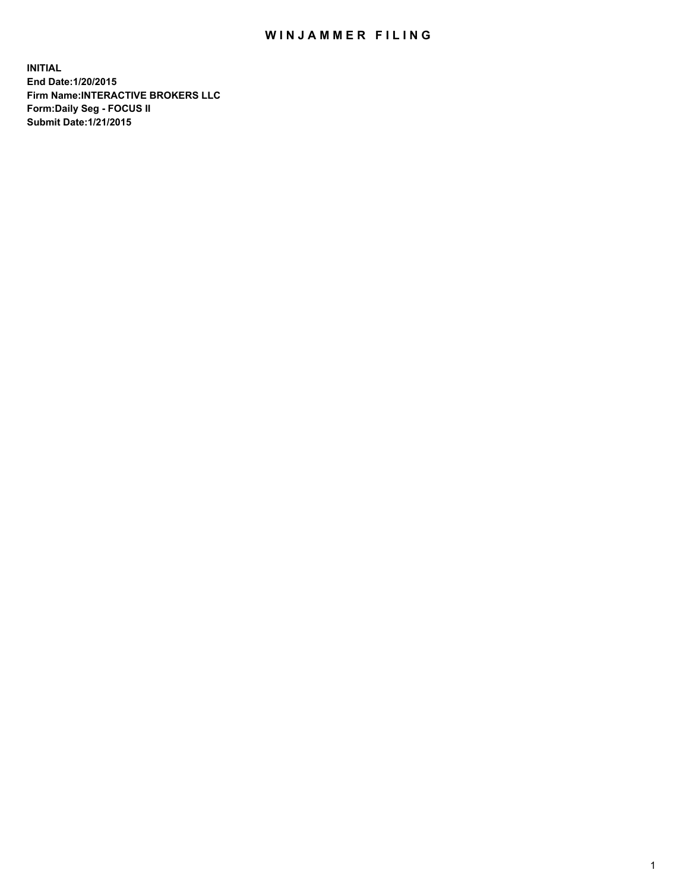# WINJAMMER FILING

**INITIAL**
**End Date:1/20/2015**
**Firm Name:INTERACTIVE BROKERS LLC**
**Form:Daily Seg - FOCUS II**
**Submit Date:1/21/2015**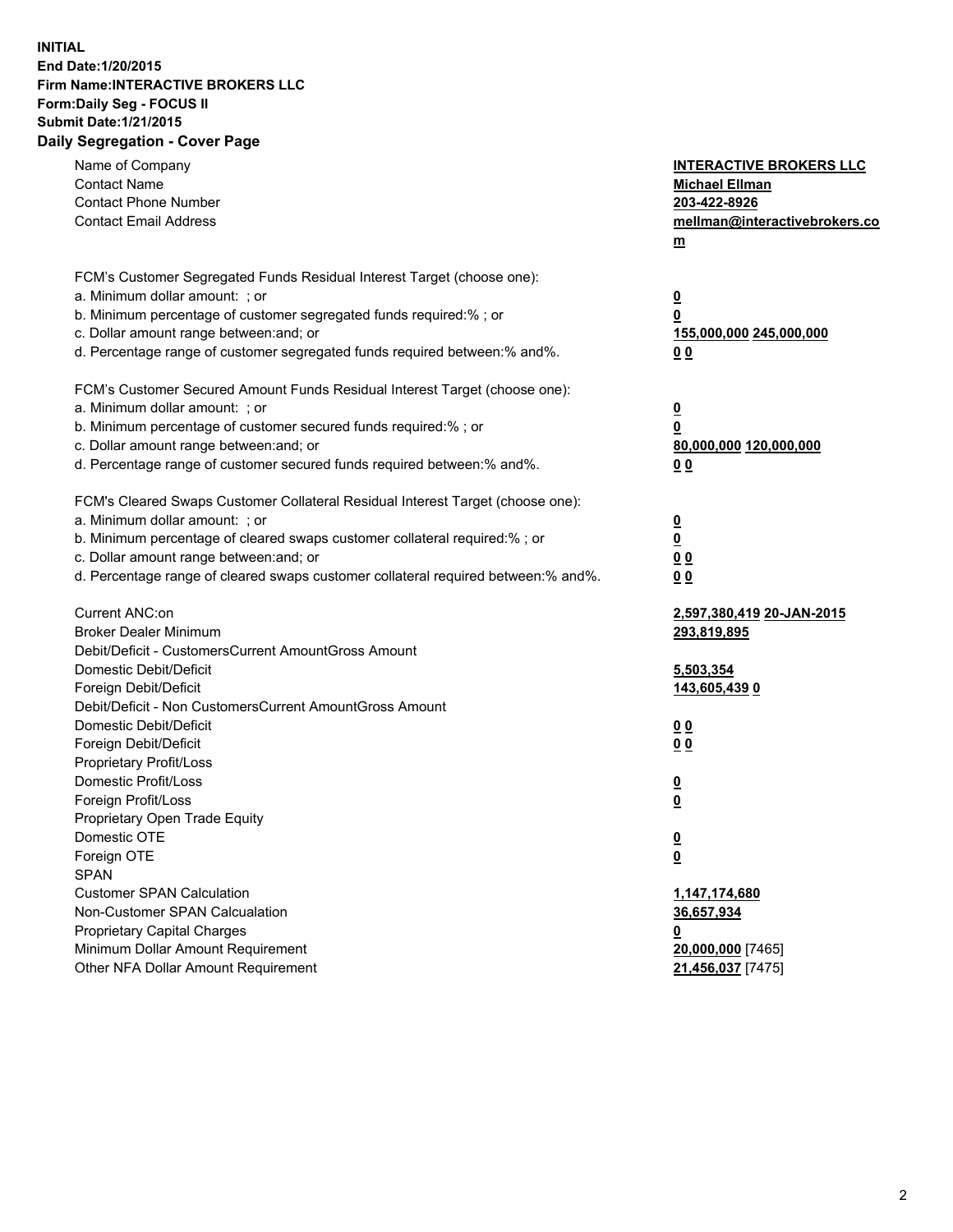**INITIAL**
**End Date:1/20/2015**
**Firm Name:INTERACTIVE BROKERS LLC**
**Form:Daily Seg - FOCUS II**
**Submit Date:1/21/2015**

## Daily Segregation - Cover Page

| | |
|---|---|
| Name of Company | **INTERACTIVE BROKERS LLC** |
| Contact Name | **Michael Ellman** |
| Contact Phone Number | **203-422-8926** |
| Contact Email Address | **mellman@interactivebrokers.com** |
| | |
| FCM's Customer Segregated Funds Residual Interest Target (choose one): | |
| a. Minimum dollar amount: ; or | **0** |
| b. Minimum percentage of customer segregated funds required:% ; or | **0** |
| c. Dollar amount range between:and; or | **155,000,000 245,000,000** |
| d. Percentage range of customer segregated funds required between:% and%. | **0 0** |
| | |
| FCM's Customer Secured Amount Funds Residual Interest Target (choose one): | |
| a. Minimum dollar amount: ; or | **0** |
| b. Minimum percentage of customer secured funds required:% ; or | **0** |
| c. Dollar amount range between:and; or | **80,000,000 120,000,000** |
| d. Percentage range of customer secured funds required between:% and%. | **0 0** |
| | |
| FCM's Cleared Swaps Customer Collateral Residual Interest Target (choose one): | |
| a. Minimum dollar amount: ; or | **0** |
| b. Minimum percentage of cleared swaps customer collateral required:% ; or | **0** |
| c. Dollar amount range between:and; or | **0 0** |
| d. Percentage range of cleared swaps customer collateral required between:% and%. | **0 0** |
| | |
| Current ANC:on | **2,597,380,419 20-JAN-2015** |
| Broker Dealer Minimum | **293,819,895** |
| Debit/Deficit - CustomersCurrent AmountGross Amount | |
| Domestic Debit/Deficit | **5,503,354** |
| Foreign Debit/Deficit | **143,605,439 0** |
| Debit/Deficit - Non CustomersCurrent AmountGross Amount | |
| Domestic Debit/Deficit | **0 0** |
| Foreign Debit/Deficit | **0 0** |
| Proprietary Profit/Loss | |
| Domestic Profit/Loss | **0** |
| Foreign Profit/Loss | **0** |
| Proprietary Open Trade Equity | |
| Domestic OTE | **0** |
| Foreign OTE | **0** |
| SPAN | |
| Customer SPAN Calculation | **1,147,174,680** |
| Non-Customer SPAN Calcualation | **36,657,934** |
| Proprietary Capital Charges | **0** |
| Minimum Dollar Amount Requirement | **20,000,000** [7465] |
| Other NFA Dollar Amount Requirement | **21,456,037** [7475] |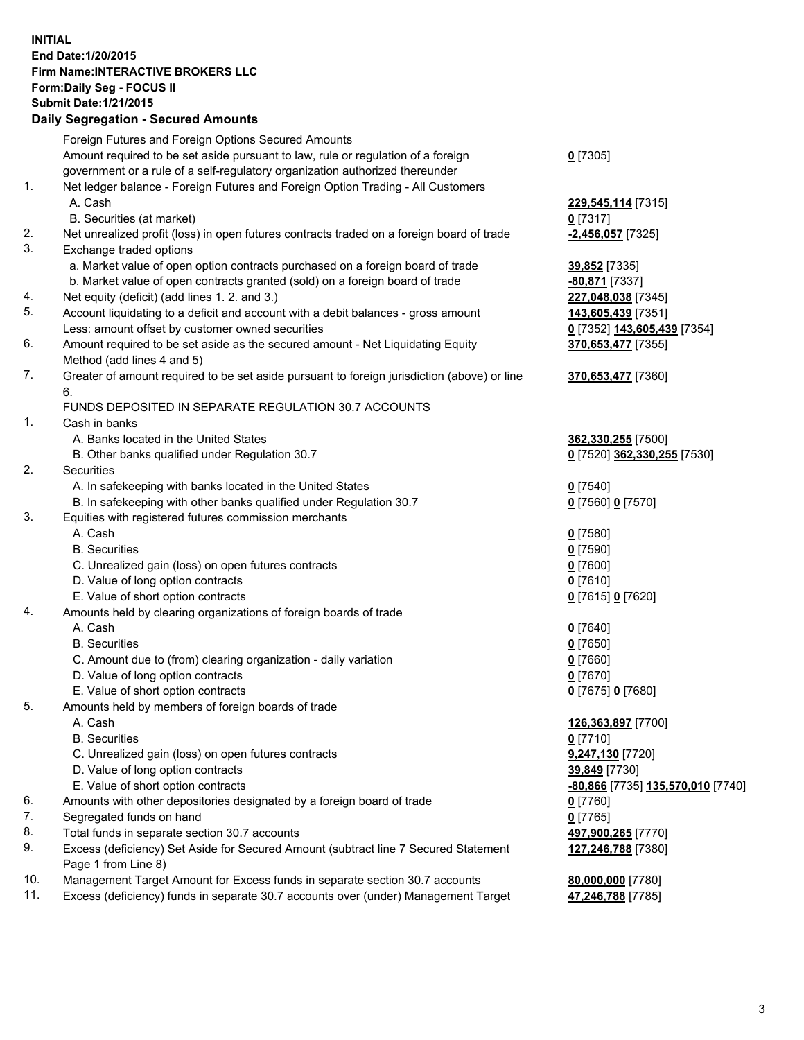**INITIAL**
**End Date:1/20/2015**
**Firm Name:INTERACTIVE BROKERS LLC**
**Form:Daily Seg - FOCUS II**
**Submit Date:1/21/2015**

**Daily Segregation - Secured Amounts**

| | | |
|---|---|---|
| | Foreign Futures and Foreign Options Secured Amounts | |
| | Amount required to be set aside pursuant to law, rule or regulation of a foreign government or a rule of a self-regulatory organization authorized thereunder | **0** [7305] |
| 1. | Net ledger balance - Foreign Futures and Foreign Option Trading - All Customers | |
| | A. Cash | **229,545,114** [7315] |
| | B. Securities (at market) | **0** [7317] |
| 2. | Net unrealized profit (loss) in open futures contracts traded on a foreign board of trade | **-2,456,057** [7325] |
| 3. | Exchange traded options | |
| | a. Market value of open option contracts purchased on a foreign board of trade | **39,852** [7335] |
| | b. Market value of open contracts granted (sold) on a foreign board of trade | **-80,871** [7337] |
| 4. | Net equity (deficit) (add lines 1. 2. and 3.) | **227,048,038** [7345] |
| 5. | Account liquidating to a deficit and account with a debit balances - gross amount | **143,605,439** [7351] |
| | Less: amount offset by customer owned securities | **0** [7352] **143,605,439** [7354] |
| 6. | Amount required to be set aside as the secured amount - Net Liquidating Equity Method (add lines 4 and 5) | **370,653,477** [7355] |
| 7. | Greater of amount required to be set aside pursuant to foreign jurisdiction (above) or line 6. | **370,653,477** [7360] |
| | FUNDS DEPOSITED IN SEPARATE REGULATION 30.7 ACCOUNTS | |
| 1. | Cash in banks | |
| | A. Banks located in the United States | **362,330,255** [7500] |
| | B. Other banks qualified under Regulation 30.7 | **0** [7520] **362,330,255** [7530] |
| 2. | Securities | |
| | A. In safekeeping with banks located in the United States | **0** [7540] |
| | B. In safekeeping with other banks qualified under Regulation 30.7 | **0** [7560] **0** [7570] |
| 3. | Equities with registered futures commission merchants | |
| | A. Cash | **0** [7580] |
| | B. Securities | **0** [7590] |
| | C. Unrealized gain (loss) on open futures contracts | **0** [7600] |
| | D. Value of long option contracts | **0** [7610] |
| | E. Value of short option contracts | **0** [7615] **0** [7620] |
| 4. | Amounts held by clearing organizations of foreign boards of trade | |
| | A. Cash | **0** [7640] |
| | B. Securities | **0** [7650] |
| | C. Amount due to (from) clearing organization - daily variation | **0** [7660] |
| | D. Value of long option contracts | **0** [7670] |
| | E. Value of short option contracts | **0** [7675] **0** [7680] |
| 5. | Amounts held by members of foreign boards of trade | |
| | A. Cash | **126,363,897** [7700] |
| | B. Securities | **0** [7710] |
| | C. Unrealized gain (loss) on open futures contracts | **9,247,130** [7720] |
| | D. Value of long option contracts | **39,849** [7730] |
| | E. Value of short option contracts | **-80,866** [7735] **135,570,010** [7740] |
| 6. | Amounts with other depositories designated by a foreign board of trade | **0** [7760] |
| 7. | Segregated funds on hand | **0** [7765] |
| 8. | Total funds in separate section 30.7 accounts | **497,900,265** [7770] |
| 9. | Excess (deficiency) Set Aside for Secured Amount (subtract line 7 Secured Statement Page 1 from Line 8) | **127,246,788** [7380] |
| 10. | Management Target Amount for Excess funds in separate section 30.7 accounts | **80,000,000** [7780] |
| 11. | Excess (deficiency) funds in separate 30.7 accounts over (under) Management Target | **47,246,788** [7785] |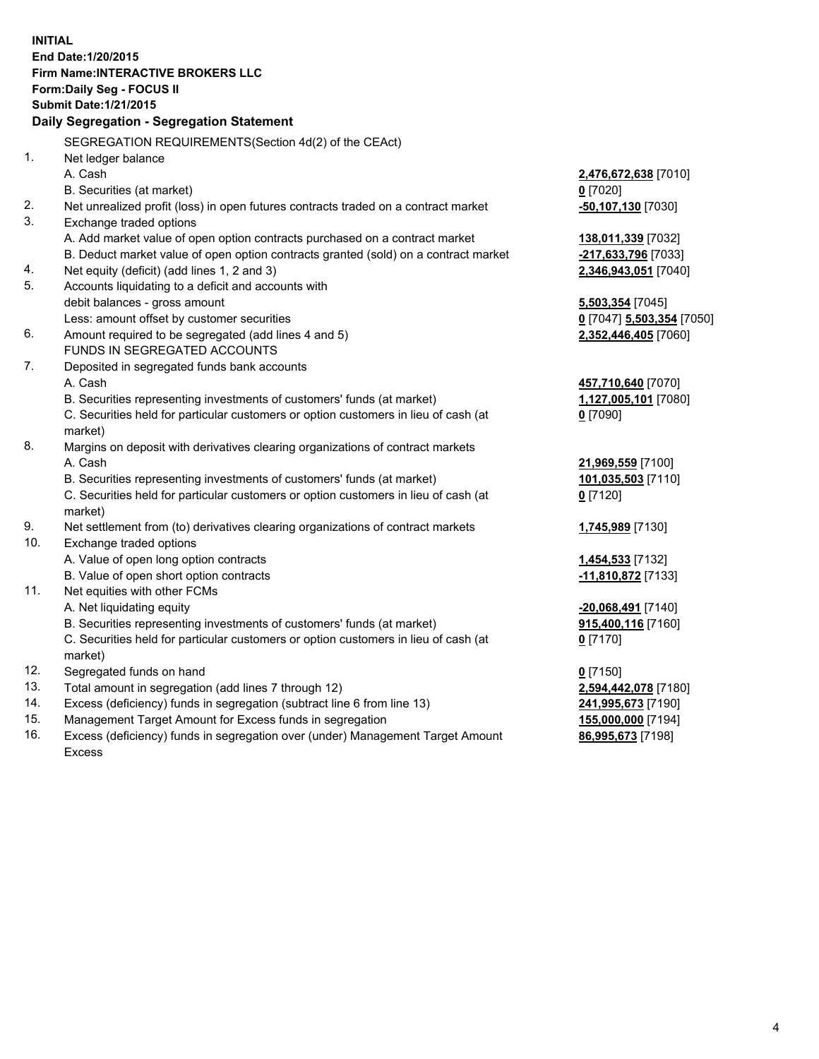**INITIAL**
**End Date:1/20/2015**
**Firm Name:INTERACTIVE BROKERS LLC**
**Form:Daily Seg - FOCUS II**
**Submit Date:1/21/2015**

## Daily Segregation - Segregation Statement

SEGREGATION REQUIREMENTS(Section 4d(2) of the CEAct)

| | | |
|---|---|---|
| 1. | Net ledger balance | |
| | A. Cash | **2,476,672,638** [7010] |
| | B. Securities (at market) | **0** [7020] |
| 2. | Net unrealized profit (loss) in open futures contracts traded on a contract market | **-50,107,130** [7030] |
| 3. | Exchange traded options | |
| | A. Add market value of open option contracts purchased on a contract market | **138,011,339** [7032] |
| | B. Deduct market value of open option contracts granted (sold) on a contract market | **-217,633,796** [7033] |
| 4. | Net equity (deficit) (add lines 1, 2 and 3) | **2,346,943,051** [7040] |
| 5. | Accounts liquidating to a deficit and accounts with debit balances - gross amount | **5,503,354** [7045] |
| | Less: amount offset by customer securities | **0** [7047] **5,503,354** [7050] |
| 6. | Amount required to be segregated (add lines 4 and 5) | **2,352,446,405** [7060] |
| | FUNDS IN SEGREGATED ACCOUNTS | |
| 7. | Deposited in segregated funds bank accounts | |
| | A. Cash | **457,710,640** [7070] |
| | B. Securities representing investments of customers' funds (at market) | **1,127,005,101** [7080] |
| | C. Securities held for particular customers or option customers in lieu of cash (at market) | **0** [7090] |
| 8. | Margins on deposit with derivatives clearing organizations of contract markets | |
| | A. Cash | **21,969,559** [7100] |
| | B. Securities representing investments of customers' funds (at market) | **101,035,503** [7110] |
| | C. Securities held for particular customers or option customers in lieu of cash (at market) | **0** [7120] |
| 9. | Net settlement from (to) derivatives clearing organizations of contract markets | **1,745,989** [7130] |
| 10. | Exchange traded options | |
| | A. Value of open long option contracts | **1,454,533** [7132] |
| | B. Value of open short option contracts | **-11,810,872** [7133] |
| 11. | Net equities with other FCMs | |
| | A. Net liquidating equity | **-20,068,491** [7140] |
| | B. Securities representing investments of customers' funds (at market) | **915,400,116** [7160] |
| | C. Securities held for particular customers or option customers in lieu of cash (at market) | **0** [7170] |
| 12. | Segregated funds on hand | **0** [7150] |
| 13. | Total amount in segregation (add lines 7 through 12) | **2,594,442,078** [7180] |
| 14. | Excess (deficiency) funds in segregation (subtract line 6 from line 13) | **241,995,673** [7190] |
| 15. | Management Target Amount for Excess funds in segregation | **155,000,000** [7194] |
| 16. | Excess (deficiency) funds in segregation over (under) Management Target Amount Excess | **86,995,673** [7198] |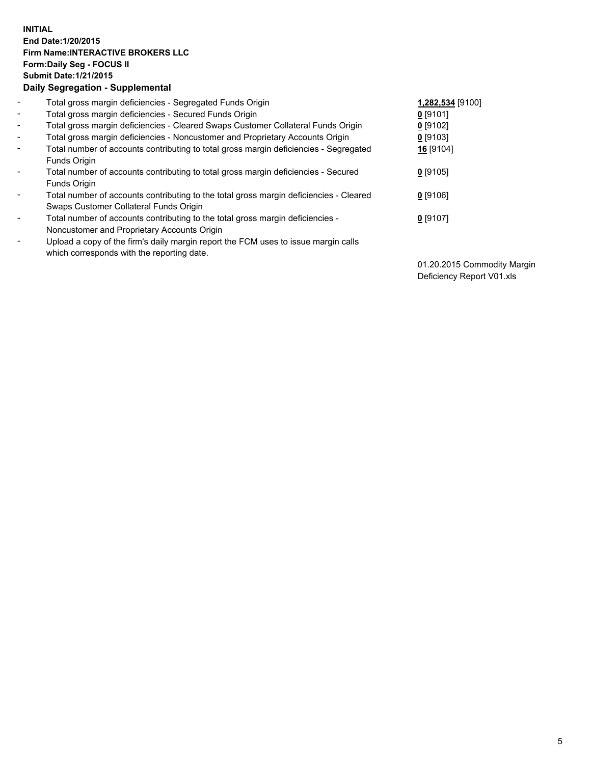**INITIAL**
**End Date:1/20/2015**
**Firm Name:INTERACTIVE BROKERS LLC**
**Form:Daily Seg - FOCUS II**
**Submit Date:1/21/2015**

### Daily Segregation - Supplemental

| | | |
|---|---|---|
| - | Total gross margin deficiencies - Segregated Funds Origin | **1,282,534** [9100] |
| - | Total gross margin deficiencies - Secured Funds Origin | **0** [9101] |
| - | Total gross margin deficiencies - Cleared Swaps Customer Collateral Funds Origin | **0** [9102] |
| - | Total gross margin deficiencies - Noncustomer and Proprietary Accounts Origin | **0** [9103] |
| - | Total number of accounts contributing to total gross margin deficiencies - Segregated Funds Origin | **16** [9104] |
| - | Total number of accounts contributing to total gross margin deficiencies - Secured Funds Origin | **0** [9105] |
| - | Total number of accounts contributing to the total gross margin deficiencies - Cleared Swaps Customer Collateral Funds Origin | **0** [9106] |
| - | Total number of accounts contributing to the total gross margin deficiencies - Noncustomer and Proprietary Accounts Origin | **0** [9107] |
| - | Upload a copy of the firm's daily margin report the FCM uses to issue margin calls which corresponds with the reporting date. | 01.20.2015 Commodity Margin Deficiency Report V01.xls |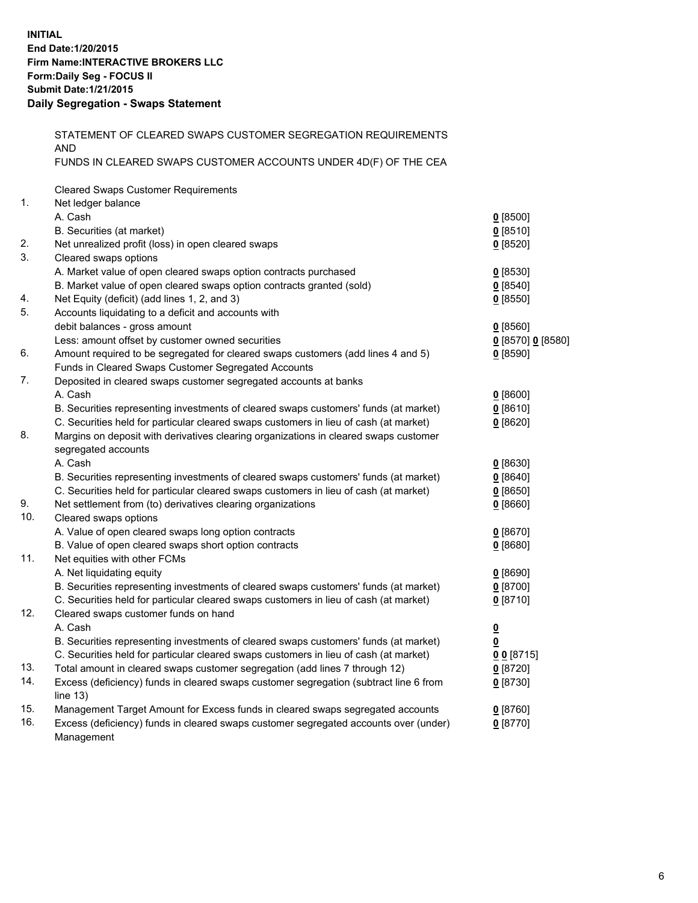**INITIAL**
**End Date:1/20/2015**
**Firm Name:INTERACTIVE BROKERS LLC**
**Form:Daily Seg - FOCUS II**
**Submit Date:1/21/2015**
**Daily Segregation - Swaps Statement**

STATEMENT OF CLEARED SWAPS CUSTOMER SEGREGATION REQUIREMENTS
AND
FUNDS IN CLEARED SWAPS CUSTOMER ACCOUNTS UNDER 4D(F) OF THE CEA

| | | |
|---|---|---|
| | Cleared Swaps Customer Requirements | |
| 1. | Net ledger balance | |
| | A. Cash | 0 [8500] |
| | B. Securities (at market) | 0 [8510] |
| 2. | Net unrealized profit (loss) in open cleared swaps | 0 [8520] |
| 3. | Cleared swaps options | |
| | A. Market value of open cleared swaps option contracts purchased | 0 [8530] |
| | B. Market value of open cleared swaps option contracts granted (sold) | 0 [8540] |
| 4. | Net Equity (deficit) (add lines 1, 2, and 3) | 0 [8550] |
| 5. | Accounts liquidating to a deficit and accounts with | |
| | debit balances - gross amount | 0 [8560] |
| | Less: amount offset by customer owned securities | 0 [8570] 0 [8580] |
| 6. | Amount required to be segregated for cleared swaps customers (add lines 4 and 5) | 0 [8590] |
| | Funds in Cleared Swaps Customer Segregated Accounts | |
| 7. | Deposited in cleared swaps customer segregated accounts at banks | |
| | A. Cash | 0 [8600] |
| | B. Securities representing investments of cleared swaps customers' funds (at market) | 0 [8610] |
| | C. Securities held for particular cleared swaps customers in lieu of cash (at market) | 0 [8620] |
| 8. | Margins on deposit with derivatives clearing organizations in cleared swaps customer segregated accounts | |
| | A. Cash | 0 [8630] |
| | B. Securities representing investments of cleared swaps customers' funds (at market) | 0 [8640] |
| | C. Securities held for particular cleared swaps customers in lieu of cash (at market) | 0 [8650] |
| 9. | Net settlement from (to) derivatives clearing organizations | 0 [8660] |
| 10. | Cleared swaps options | |
| | A. Value of open cleared swaps long option contracts | 0 [8670] |
| | B. Value of open cleared swaps short option contracts | 0 [8680] |
| 11. | Net equities with other FCMs | |
| | A. Net liquidating equity | 0 [8690] |
| | B. Securities representing investments of cleared swaps customers' funds (at market) | 0 [8700] |
| | C. Securities held for particular cleared swaps customers in lieu of cash (at market) | 0 [8710] |
| 12. | Cleared swaps customer funds on hand | |
| | A. Cash | 0 |
| | B. Securities representing investments of cleared swaps customers' funds (at market) | 0 |
| | C. Securities held for particular cleared swaps customers in lieu of cash (at market) | 0 0 [8715] |
| 13. | Total amount in cleared swaps customer segregation (add lines 7 through 12) | 0 [8720] |
| 14. | Excess (deficiency) funds in cleared swaps customer segregation (subtract line 6 from line 13) | 0 [8730] |
| 15. | Management Target Amount for Excess funds in cleared swaps segregated accounts | 0 [8760] |
| 16. | Excess (deficiency) funds in cleared swaps customer segregated accounts over (under) Management | 0 [8770] |